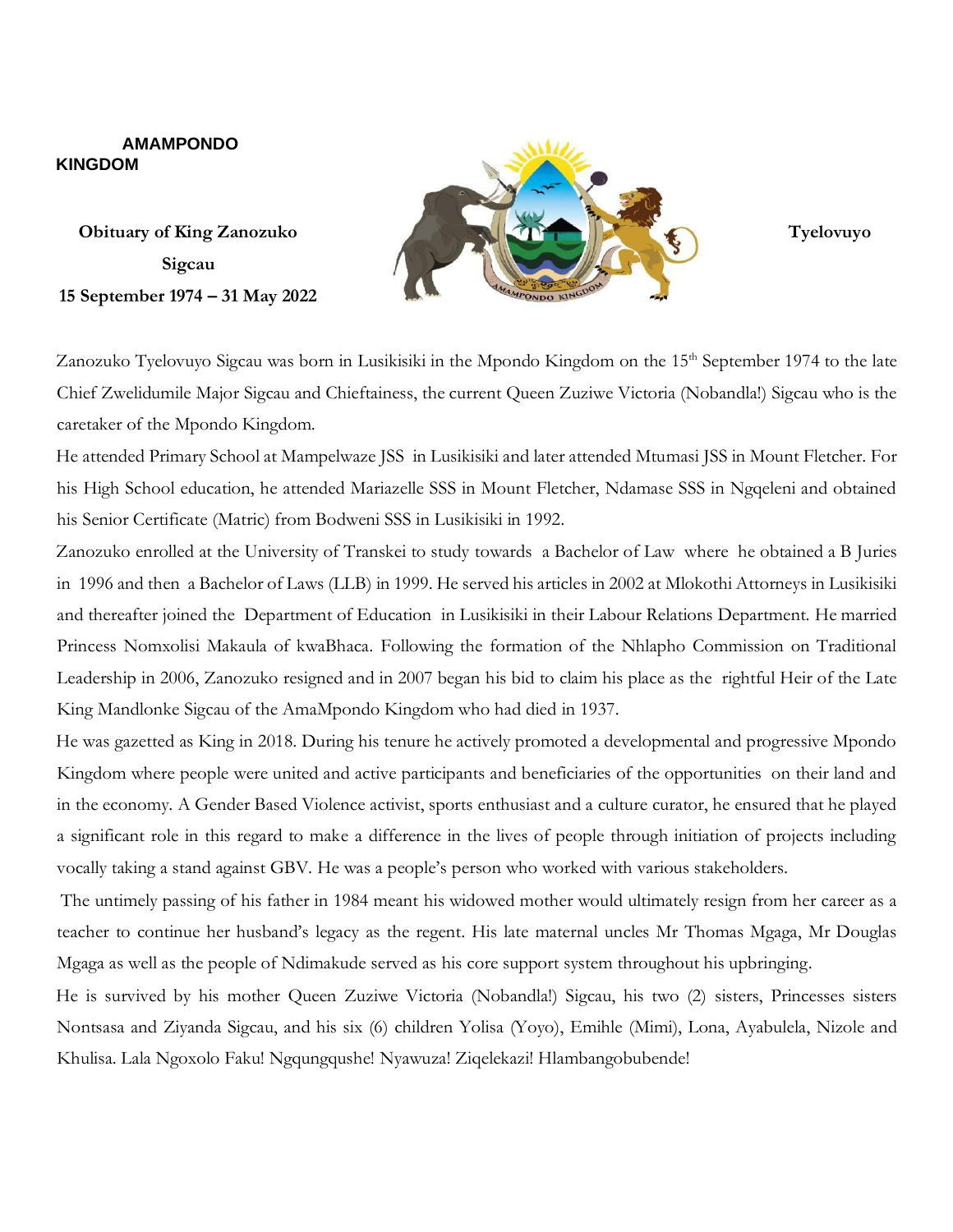**AMAMPONDO KINGDOM**

**Obituary of King Zanozuko Tyelovuyo Sigcau**

**15 September 1974 – 31 May 2022**

Zanozuko Tyelovuyo Sigcau was born in Lusikisiki in the Mpondo Kingdom on the 15th September 1974 to the late Chief Zwelidumile Major Sigcau and Chieftainess, the current Queen Zuziwe Victoria (Nobandla!) Sigcau who is the caretaker of the Mpondo Kingdom.

He attended Primary School at Mampelwaze JSS in Lusikisiki and later attended Mtumasi JSS in Mount Fletcher. For his High School education, he attended Mariazelle SSS in Mount Fletcher, Ndamase SSS in Ngqeleni and obtained his Senior Certificate (Matric) from Bodweni SSS in Lusikisiki in 1992.

Zanozuko enrolled at the University of Transkei to study towards a Bachelor of Law where he obtained a B Juries in 1996 and then a Bachelor of Laws (LLB) in 1999. He served his articles in 2002 at Mlokothi Attorneys in Lusikisiki and thereafter joined the Department of Education in Lusikisiki in their Labour Relations Department. He married Princess Nomxolisi Makaula of kwaBhaca. Following the formation of the Nhlapho Commission on Traditional Leadership in 2006, Zanozuko resigned and in 2007 began his bid to claim his place as the rightful Heir of the Late King Mandlonke Sigcau of the AmaMpondo Kingdom who had died in 1937.

He was gazetted as King in 2018. During his tenure he actively promoted a developmental and progressive Mpondo Kingdom where people were united and active participants and beneficiaries of the opportunities on their land and in the economy. A Gender Based Violence activist, sports enthusiast and a culture curator, he ensured that he played a significant role in this regard to make a difference in the lives of people through initiation of projects including vocally taking a stand against GBV. He was a people's person who worked with various stakeholders.

The untimely passing of his father in 1984 meant his widowed mother would ultimately resign from her career as a teacher to continue her husband's legacy as the regent. His late maternal uncles Mr Thomas Mgaga, Mr Douglas Mgaga as well as the people of Ndimakude served as his core support system throughout his upbringing.

He is survived by his mother Queen Zuziwe Victoria (Nobandla!) Sigcau, his two (2) sisters, Princesses sisters Nontsasa and Ziyanda Sigcau, and his six (6) children Yolisa (Yoyo), Emihle (Mimi), Lona, Ayabulela, Nizole and Khulisa. Lala Ngoxolo Faku! Ngqungqushe! Nyawuza! Ziqelekazi! Hlambangobubende!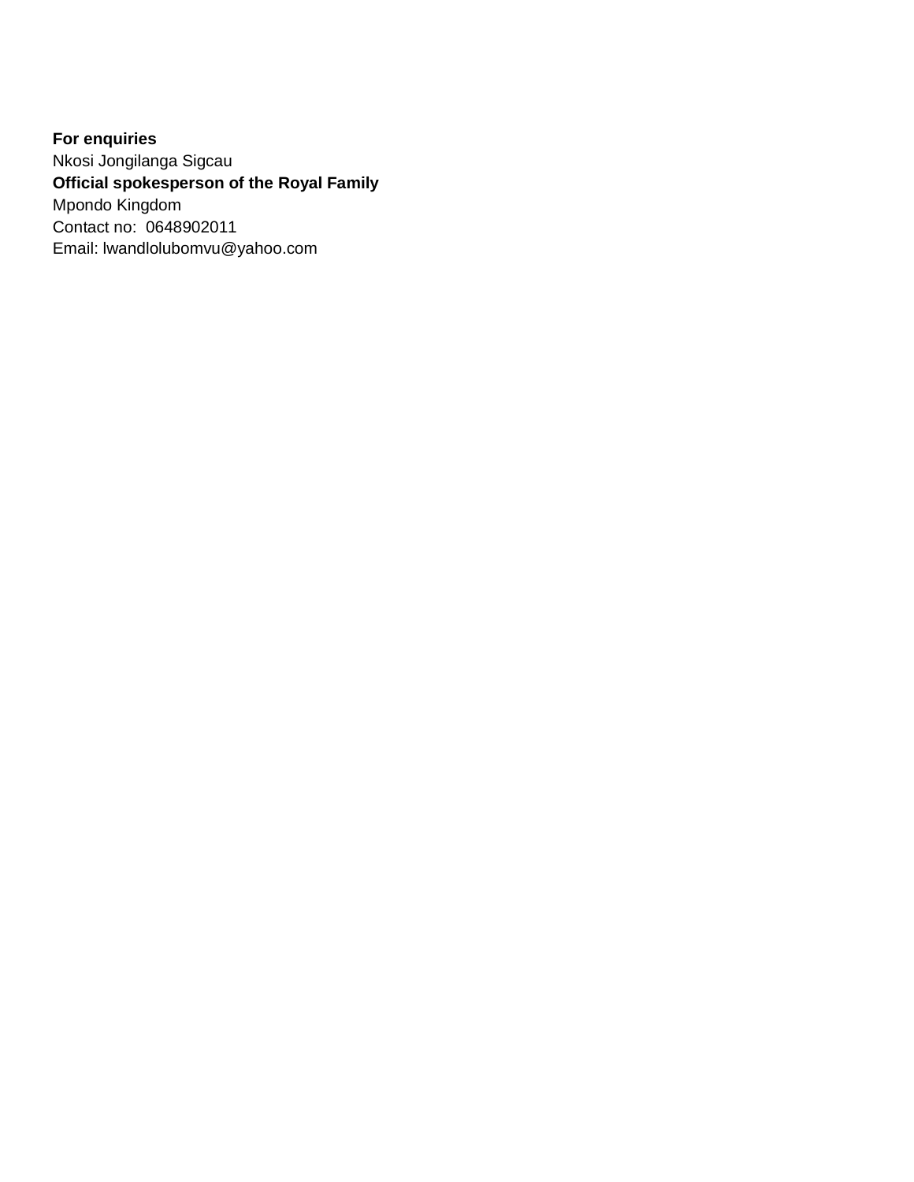**For enquiries**
Nkosi Jongilanga Sigcau
**Official spokesperson of the Royal Family**
Mpondo Kingdom
Contact no:  0648902011
Email: lwandlolubomvu@yahoo.com